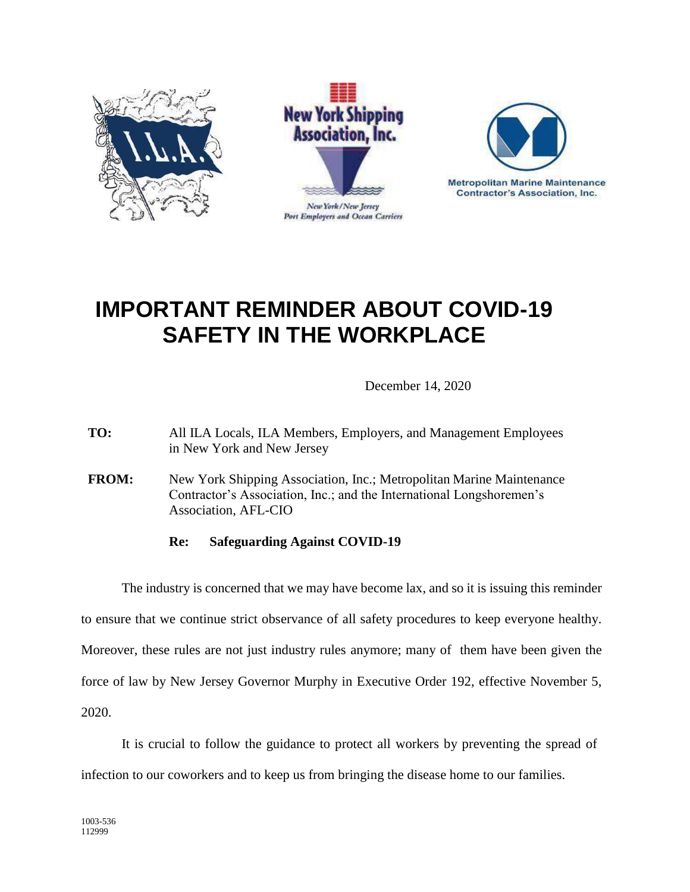I.L.A.

New York Shipping Association, Inc.

New York/New Jersey Port Employers and Ocean Carriers

Metropolitan Marine Maintenance Contractor's Association, Inc.

# IMPORTANT REMINDER ABOUT COVID-19 SAFETY IN THE WORKPLACE

December 14, 2020

**TO:** All ILA Locals, ILA Members, Employers, and Management Employees in New York and New Jersey

**FROM:** New York Shipping Association, Inc.; Metropolitan Marine Maintenance Contractor's Association, Inc.; and the International Longshoremen's Association, AFL-CIO

**Re: Safeguarding Against COVID-19**

The industry is concerned that we may have become lax, and so it is issuing this reminder to ensure that we continue strict observance of all safety procedures to keep everyone healthy. Moreover, these rules are not just industry rules anymore; many of them have been given the force of law by New Jersey Governor Murphy in Executive Order 192, effective November 5, 2020.

It is crucial to follow the guidance to protect all workers by preventing the spread of infection to our coworkers and to keep us from bringing the disease home to our families.

1003-536
112999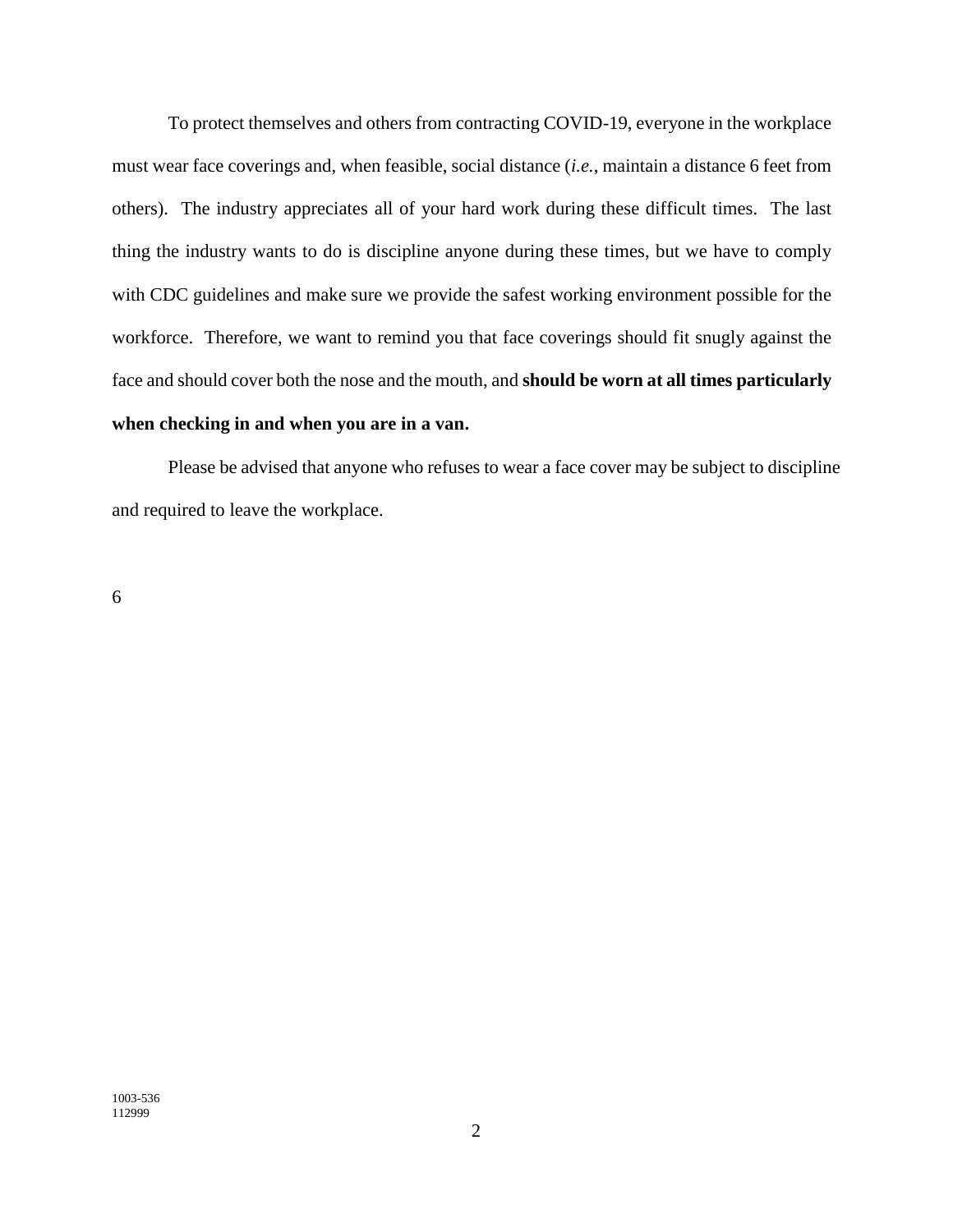To protect themselves and others from contracting COVID-19, everyone in the workplace must wear face coverings and, when feasible, social distance (*i.e.*, maintain a distance 6 feet from others). The industry appreciates all of your hard work during these difficult times. The last thing the industry wants to do is discipline anyone during these times, but we have to comply with CDC guidelines and make sure we provide the safest working environment possible for the workforce. Therefore, we want to remind you that face coverings should fit snugly against the face and should cover both the nose and the mouth, and **should be worn at all times particularly when checking in and when you are in a van.**

Please be advised that anyone who refuses to wear a face cover may be subject to discipline and required to leave the workplace.

6